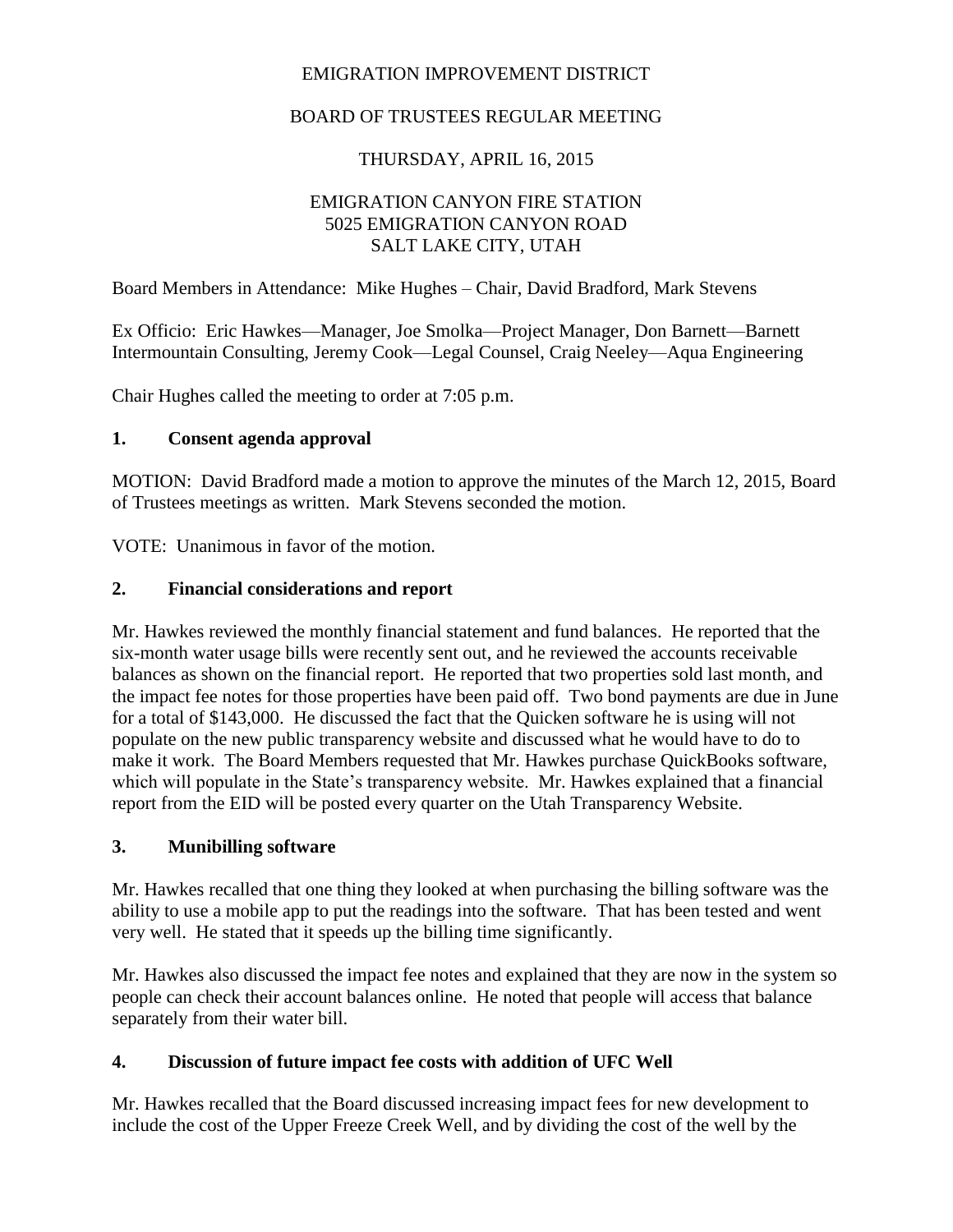EMIGRATION IMPROVEMENT DISTRICT

BOARD OF TRUSTEES REGULAR MEETING

THURSDAY, APRIL 16, 2015

EMIGRATION CANYON FIRE STATION
5025 EMIGRATION CANYON ROAD
SALT LAKE CITY, UTAH

Board Members in Attendance: Mike Hughes – Chair, David Bradford, Mark Stevens

Ex Officio: Eric Hawkes—Manager, Joe Smolka—Project Manager, Don Barnett—Barnett Intermountain Consulting, Jeremy Cook—Legal Counsel, Craig Neeley—Aqua Engineering

Chair Hughes called the meeting to order at 7:05 p.m.

## 1. Consent agenda approval

MOTION: David Bradford made a motion to approve the minutes of the March 12, 2015, Board of Trustees meetings as written. Mark Stevens seconded the motion.

VOTE: Unanimous in favor of the motion.

## 2. Financial considerations and report

Mr. Hawkes reviewed the monthly financial statement and fund balances. He reported that the six-month water usage bills were recently sent out, and he reviewed the accounts receivable balances as shown on the financial report. He reported that two properties sold last month, and the impact fee notes for those properties have been paid off. Two bond payments are due in June for a total of $143,000. He discussed the fact that the Quicken software he is using will not populate on the new public transparency website and discussed what he would have to do to make it work. The Board Members requested that Mr. Hawkes purchase QuickBooks software, which will populate in the State's transparency website. Mr. Hawkes explained that a financial report from the EID will be posted every quarter on the Utah Transparency Website.

## 3. Munibilling software

Mr. Hawkes recalled that one thing they looked at when purchasing the billing software was the ability to use a mobile app to put the readings into the software. That has been tested and went very well. He stated that it speeds up the billing time significantly.

Mr. Hawkes also discussed the impact fee notes and explained that they are now in the system so people can check their account balances online. He noted that people will access that balance separately from their water bill.

## 4. Discussion of future impact fee costs with addition of UFC Well

Mr. Hawkes recalled that the Board discussed increasing impact fees for new development to include the cost of the Upper Freeze Creek Well, and by dividing the cost of the well by the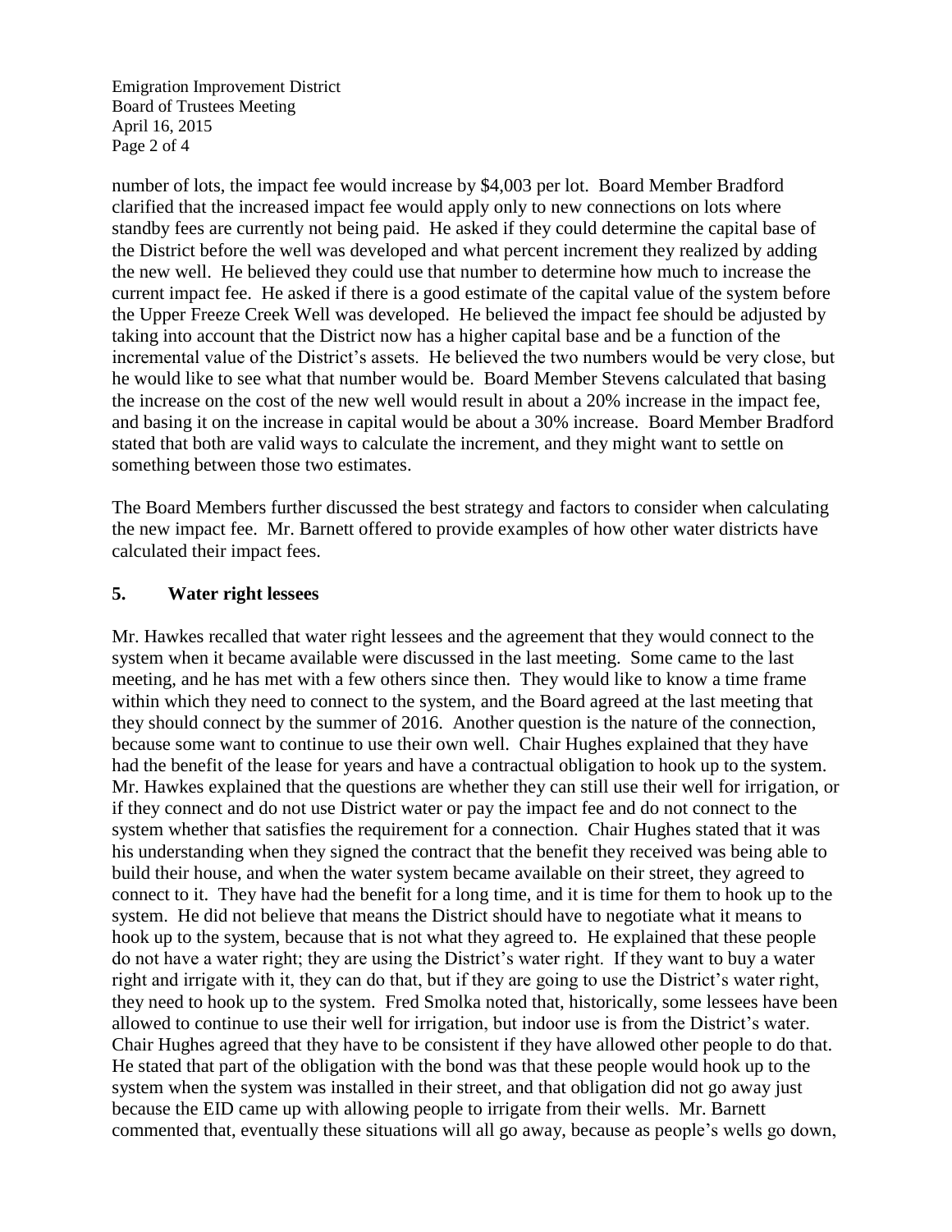number of lots, the impact fee would increase by $4,003 per lot. Board Member Bradford clarified that the increased impact fee would apply only to new connections on lots where standby fees are currently not being paid. He asked if they could determine the capital base of the District before the well was developed and what percent increment they realized by adding the new well. He believed they could use that number to determine how much to increase the current impact fee. He asked if there is a good estimate of the capital value of the system before the Upper Freeze Creek Well was developed. He believed the impact fee should be adjusted by taking into account that the District now has a higher capital base and be a function of the incremental value of the District's assets. He believed the two numbers would be very close, but he would like to see what that number would be. Board Member Stevens calculated that basing the increase on the cost of the new well would result in about a 20% increase in the impact fee, and basing it on the increase in capital would be about a 30% increase. Board Member Bradford stated that both are valid ways to calculate the increment, and they might want to settle on something between those two estimates.

The Board Members further discussed the best strategy and factors to consider when calculating the new impact fee. Mr. Barnett offered to provide examples of how other water districts have calculated their impact fees.

## 5. Water right lessees

Mr. Hawkes recalled that water right lessees and the agreement that they would connect to the system when it became available were discussed in the last meeting. Some came to the last meeting, and he has met with a few others since then. They would like to know a time frame within which they need to connect to the system, and the Board agreed at the last meeting that they should connect by the summer of 2016. Another question is the nature of the connection, because some want to continue to use their own well. Chair Hughes explained that they have had the benefit of the lease for years and have a contractual obligation to hook up to the system. Mr. Hawkes explained that the questions are whether they can still use their well for irrigation, or if they connect and do not use District water or pay the impact fee and do not connect to the system whether that satisfies the requirement for a connection. Chair Hughes stated that it was his understanding when they signed the contract that the benefit they received was being able to build their house, and when the water system became available on their street, they agreed to connect to it. They have had the benefit for a long time, and it is time for them to hook up to the system. He did not believe that means the District should have to negotiate what it means to hook up to the system, because that is not what they agreed to. He explained that these people do not have a water right; they are using the District's water right. If they want to buy a water right and irrigate with it, they can do that, but if they are going to use the District's water right, they need to hook up to the system. Fred Smolka noted that, historically, some lessees have been allowed to continue to use their well for irrigation, but indoor use is from the District's water. Chair Hughes agreed that they have to be consistent if they have allowed other people to do that. He stated that part of the obligation with the bond was that these people would hook up to the system when the system was installed in their street, and that obligation did not go away just because the EID came up with allowing people to irrigate from their wells. Mr. Barnett commented that, eventually these situations will all go away, because as people's wells go down,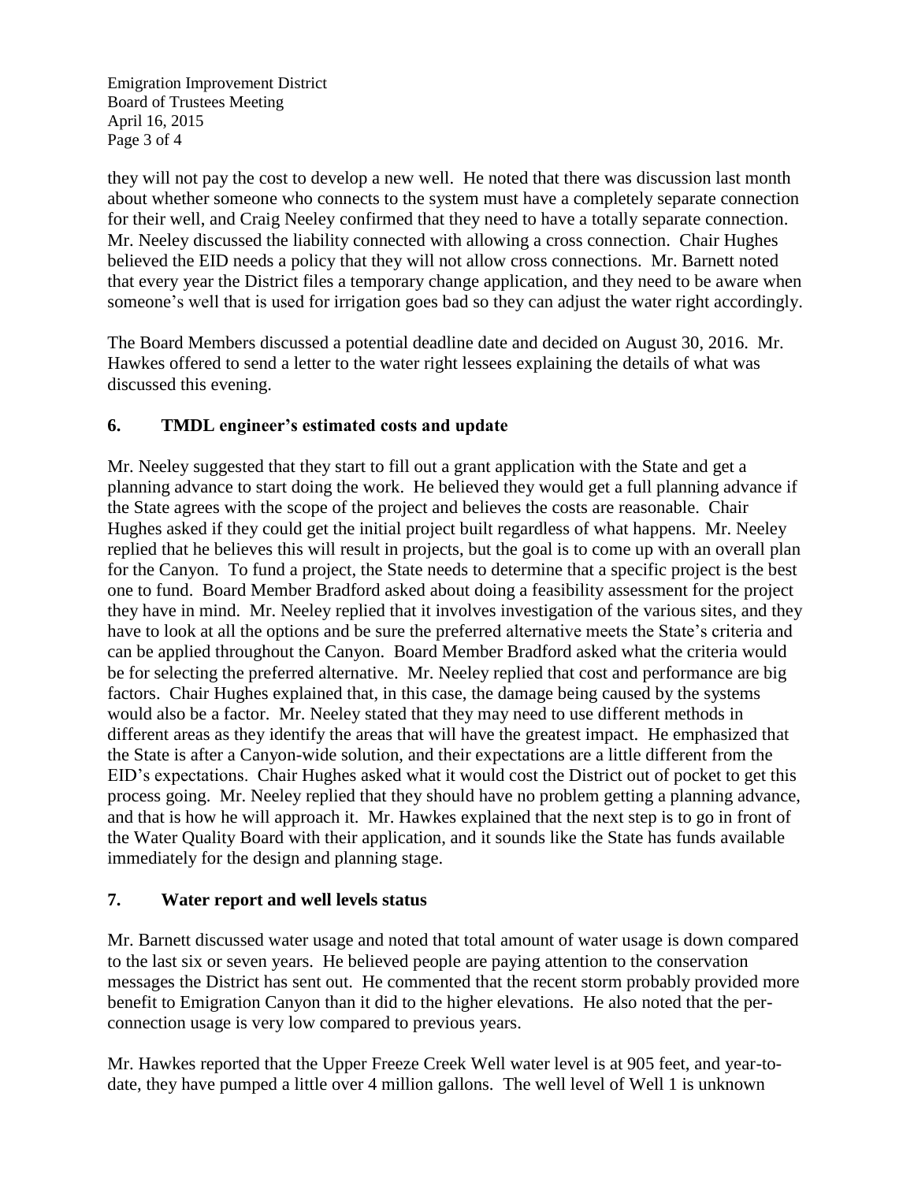they will not pay the cost to develop a new well. He noted that there was discussion last month about whether someone who connects to the system must have a completely separate connection for their well, and Craig Neeley confirmed that they need to have a totally separate connection. Mr. Neeley discussed the liability connected with allowing a cross connection. Chair Hughes believed the EID needs a policy that they will not allow cross connections. Mr. Barnett noted that every year the District files a temporary change application, and they need to be aware when someone's well that is used for irrigation goes bad so they can adjust the water right accordingly.

The Board Members discussed a potential deadline date and decided on August 30, 2016. Mr. Hawkes offered to send a letter to the water right lessees explaining the details of what was discussed this evening.

## 6. TMDL engineer's estimated costs and update

Mr. Neeley suggested that they start to fill out a grant application with the State and get a planning advance to start doing the work. He believed they would get a full planning advance if the State agrees with the scope of the project and believes the costs are reasonable. Chair Hughes asked if they could get the initial project built regardless of what happens. Mr. Neeley replied that he believes this will result in projects, but the goal is to come up with an overall plan for the Canyon. To fund a project, the State needs to determine that a specific project is the best one to fund. Board Member Bradford asked about doing a feasibility assessment for the project they have in mind. Mr. Neeley replied that it involves investigation of the various sites, and they have to look at all the options and be sure the preferred alternative meets the State's criteria and can be applied throughout the Canyon. Board Member Bradford asked what the criteria would be for selecting the preferred alternative. Mr. Neeley replied that cost and performance are big factors. Chair Hughes explained that, in this case, the damage being caused by the systems would also be a factor. Mr. Neeley stated that they may need to use different methods in different areas as they identify the areas that will have the greatest impact. He emphasized that the State is after a Canyon-wide solution, and their expectations are a little different from the EID's expectations. Chair Hughes asked what it would cost the District out of pocket to get this process going. Mr. Neeley replied that they should have no problem getting a planning advance, and that is how he will approach it. Mr. Hawkes explained that the next step is to go in front of the Water Quality Board with their application, and it sounds like the State has funds available immediately for the design and planning stage.

## 7. Water report and well levels status

Mr. Barnett discussed water usage and noted that total amount of water usage is down compared to the last six or seven years. He believed people are paying attention to the conservation messages the District has sent out. He commented that the recent storm probably provided more benefit to Emigration Canyon than it did to the higher elevations. He also noted that the per-connection usage is very low compared to previous years.

Mr. Hawkes reported that the Upper Freeze Creek Well water level is at 905 feet, and year-to-date, they have pumped a little over 4 million gallons. The well level of Well 1 is unknown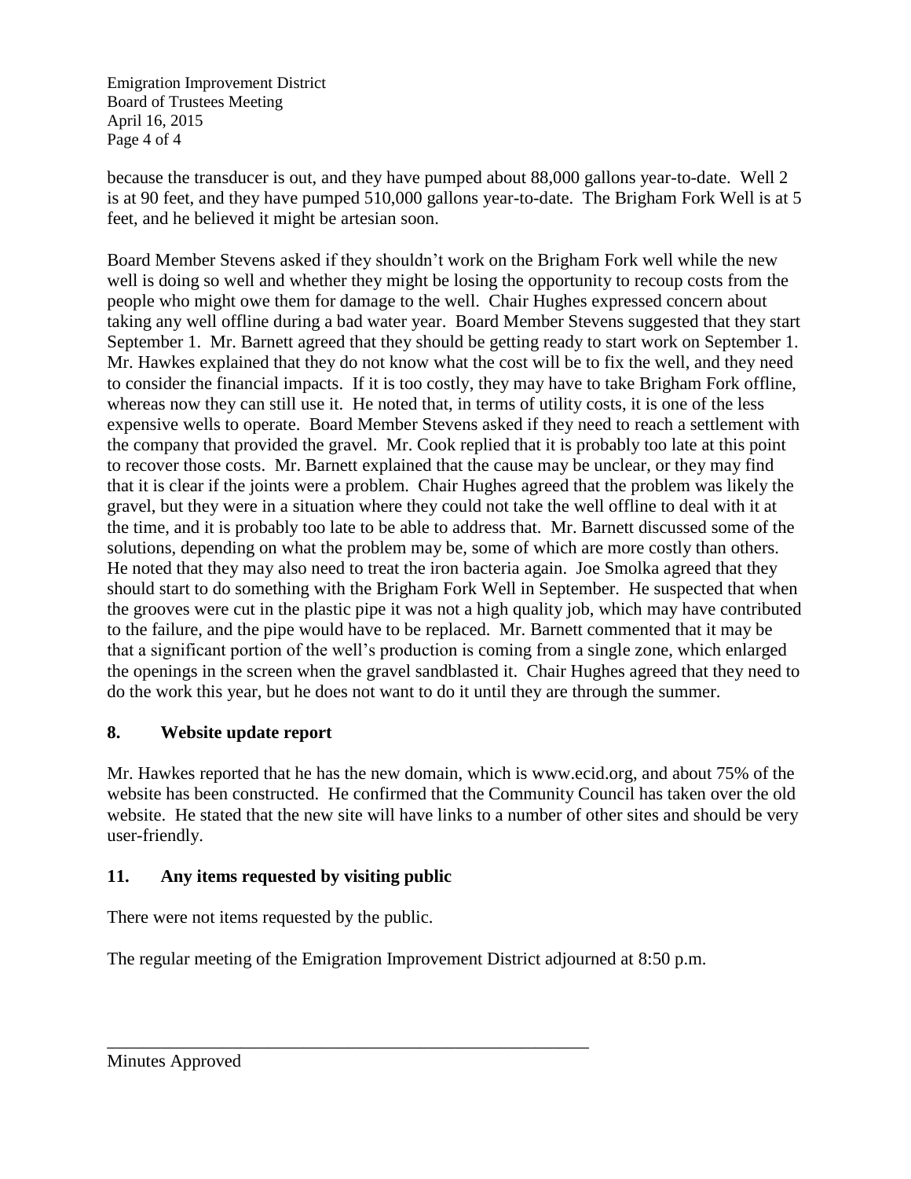because the transducer is out, and they have pumped about 88,000 gallons year-to-date. Well 2 is at 90 feet, and they have pumped 510,000 gallons year-to-date. The Brigham Fork Well is at 5 feet, and he believed it might be artesian soon.

Board Member Stevens asked if they shouldn't work on the Brigham Fork well while the new well is doing so well and whether they might be losing the opportunity to recoup costs from the people who might owe them for damage to the well. Chair Hughes expressed concern about taking any well offline during a bad water year. Board Member Stevens suggested that they start September 1. Mr. Barnett agreed that they should be getting ready to start work on September 1. Mr. Hawkes explained that they do not know what the cost will be to fix the well, and they need to consider the financial impacts. If it is too costly, they may have to take Brigham Fork offline, whereas now they can still use it. He noted that, in terms of utility costs, it is one of the less expensive wells to operate. Board Member Stevens asked if they need to reach a settlement with the company that provided the gravel. Mr. Cook replied that it is probably too late at this point to recover those costs. Mr. Barnett explained that the cause may be unclear, or they may find that it is clear if the joints were a problem. Chair Hughes agreed that the problem was likely the gravel, but they were in a situation where they could not take the well offline to deal with it at the time, and it is probably too late to be able to address that. Mr. Barnett discussed some of the solutions, depending on what the problem may be, some of which are more costly than others. He noted that they may also need to treat the iron bacteria again. Joe Smolka agreed that they should start to do something with the Brigham Fork Well in September. He suspected that when the grooves were cut in the plastic pipe it was not a high quality job, which may have contributed to the failure, and the pipe would have to be replaced. Mr. Barnett commented that it may be that a significant portion of the well's production is coming from a single zone, which enlarged the openings in the screen when the gravel sandblasted it. Chair Hughes agreed that they need to do the work this year, but he does not want to do it until they are through the summer.

## 8. Website update report

Mr. Hawkes reported that he has the new domain, which is www.ecid.org, and about 75% of the website has been constructed. He confirmed that the Community Council has taken over the old website. He stated that the new site will have links to a number of other sites and should be very user-friendly.

## 11. Any items requested by visiting public

There were not items requested by the public.

The regular meeting of the Emigration Improvement District adjourned at 8:50 p.m.

\_\_\_\_\_\_\_\_\_\_\_\_\_\_\_\_\_\_\_\_\_\_\_\_\_\_\_\_\_\_\_\_\_\_\_\_\_\_\_\_\_\_\_\_\_\_\_\_\_\_\_\_\_\_

Minutes Approved